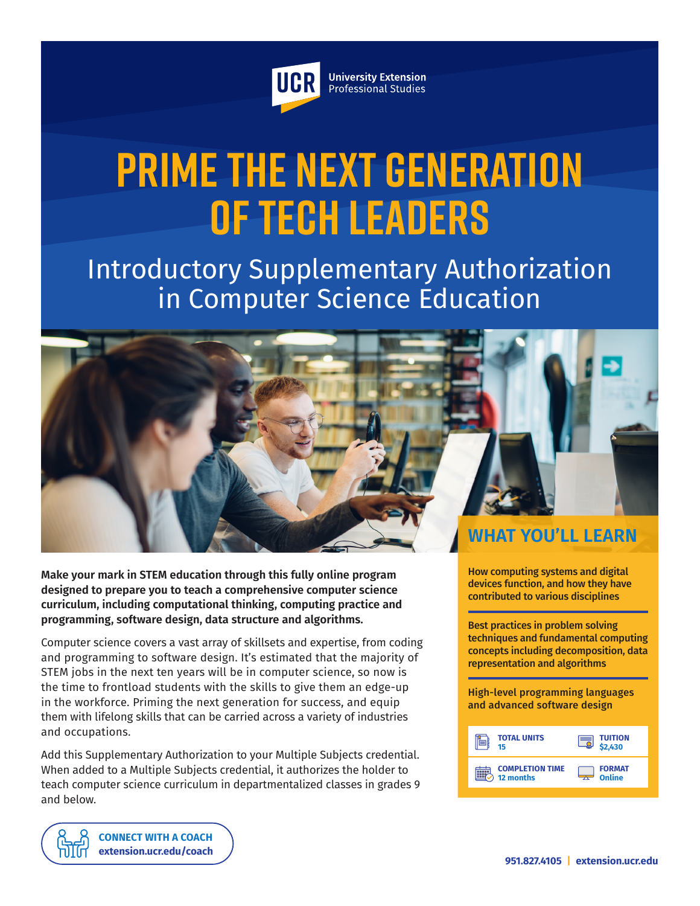UCR University Extension Professional Studies

# PRIME THE NEXT GENERATION OF TECH LEADERS

## Introductory Supplementary Authorization in Computer Science Education

**Make your mark in STEM education through this fully online program designed to prepare you to teach a comprehensive computer science curriculum, including computational thinking, computing practice and programming, software design, data structure and algorithms.**

Computer science covers a vast array of skillsets and expertise, from coding and programming to software design. It's estimated that the majority of STEM jobs in the next ten years will be in computer science, so now is the time to frontload students with the skills to give them an edge-up in the workforce. Priming the next generation for success, and equip them with lifelong skills that can be carried across a variety of industries and occupations.

Add this Supplementary Authorization to your Multiple Subjects credential. When added to a Multiple Subjects credential, it authorizes the holder to teach computer science curriculum in departmentalized classes in grades 9 and below.

## WHAT YOU'LL LEARN

**How computing systems and digital devices function, and how they have contributed to various disciplines**

**Best practices in problem solving techniques and fundamental computing concepts including decomposition, data representation and algorithms**

**High-level programming languages and advanced software design**

| | |
|---|---|
| **TOTAL UNITS** 15 | **TUITION** $2,430 |
| **COMPLETION TIME** 12 months | **FORMAT** Online |

**CONNECT WITH A COACH**
**extension.ucr.edu/coach**

**951.827.4105 | extension.ucr.edu**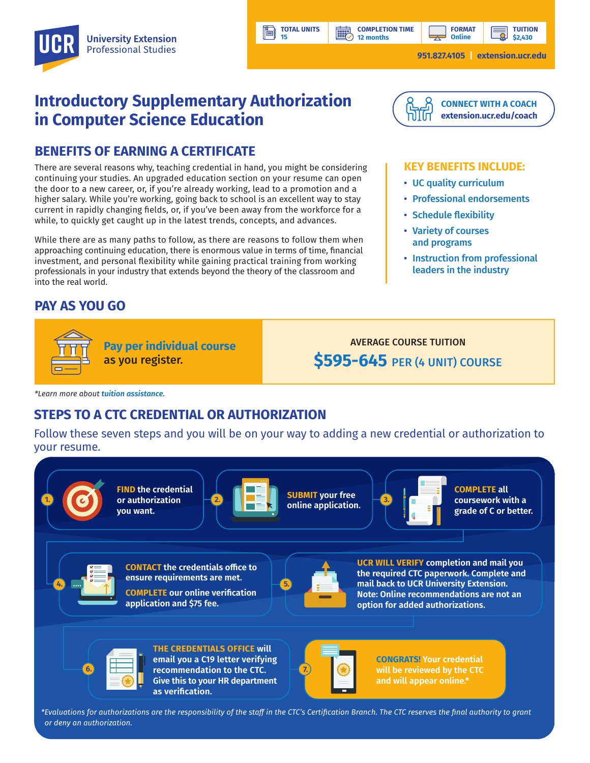UCR University Extension Professional Studies

| TOTAL UNITS | COMPLETION TIME | FORMAT | TUITION |
| --- | --- | --- | --- |
| 15 | 12 months | Online | $2,430 |

951.827.4105 | extension.ucr.edu

# Introductory Supplementary Authorization in Computer Science Education

**CONNECT WITH A COACH**
extension.ucr.edu/coach

## BENEFITS OF EARNING A CERTIFICATE

There are several reasons why, teaching credential in hand, you might be considering continuing your studies. An upgraded education section on your resume can open the door to a new career, or, if you're already working, lead to a promotion and a higher salary. While you're working, going back to school is an excellent way to stay current in rapidly changing fields, or, if you've been away from the workforce for a while, to quickly get caught up in the latest trends, concepts, and advances.

While there are as many paths to follow, as there are reasons to follow them when approaching continuing education, there is enormous value in terms of time, financial investment, and personal flexibility while gaining practical training from working professionals in your industry that extends beyond the theory of the classroom and into the real world.

### KEY BENEFITS INCLUDE:

- UC quality curriculum
- Professional endorsements
- Schedule flexibility
- Variety of courses and programs
- Instruction from professional leaders in the industry

## PAY AS YOU GO

**Pay per individual course** as you register.

AVERAGE COURSE TUITION
**$595-645** PER (4 UNIT) COURSE

*Learn more about tuition assistance.

## STEPS TO A CTC CREDENTIAL OR AUTHORIZATION

Follow these seven steps and you will be on your way to adding a new credential or authorization to your resume.

1. **FIND** the credential or authorization you want.
2. **SUBMIT** your free online application.
3. **COMPLETE** all coursework with a grade of C or better.
4. **CONTACT** the credentials office to ensure requirements are met. **COMPLETE** our online verification application and $75 fee.
5. **UCR WILL VERIFY** completion and mail you the required CTC paperwork. Complete and mail back to UCR University Extension. Note: Online recommendations are not an option for added authorizations.
6. **THE CREDENTIALS OFFICE** will email you a C19 letter verifying recommendation to the CTC. Give this to your HR department as verification.
7. **CONGRATS!** Your credential will be reviewed by the CTC and will appear online.*

*Evaluations for authorizations are the responsibility of the staff in the CTC's Certification Branch. The CTC reserves the final authority to grant or deny an authorization.*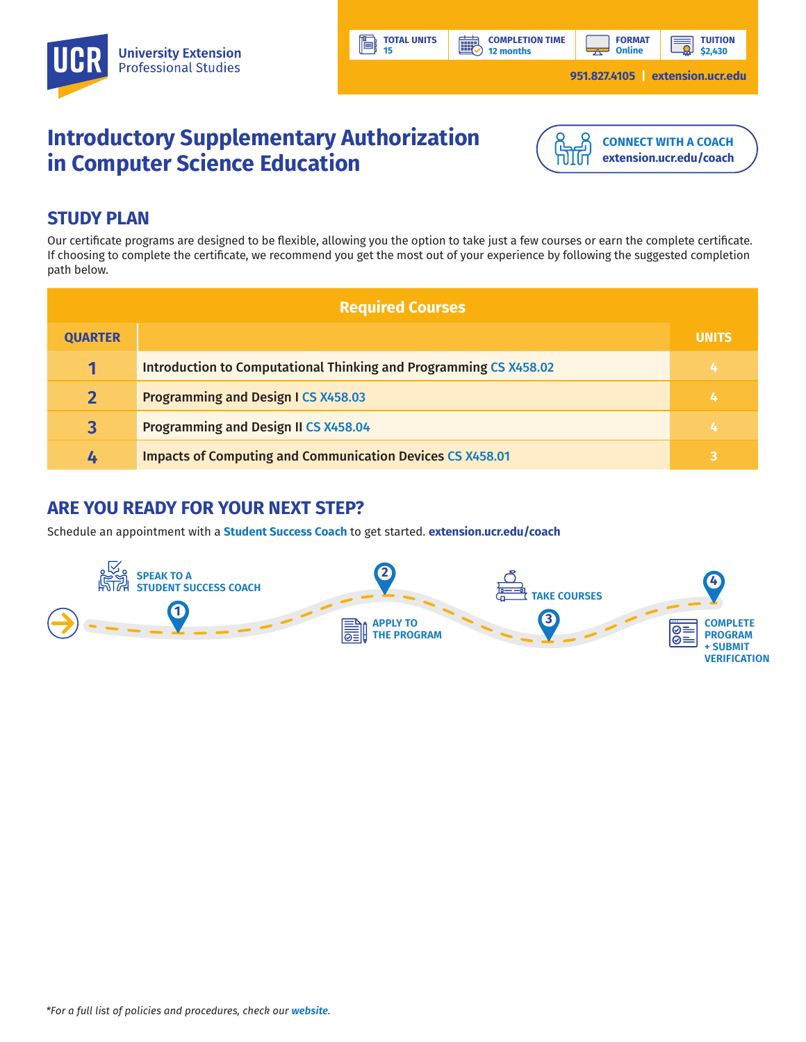UCR University Extension Professional Studies

| TOTAL UNITS | COMPLETION TIME | FORMAT | TUITION |
|---|---|---|---|
| 15 | 12 months | Online | $2,430 |

951.827.4105 | extension.ucr.edu

# Introductory Supplementary Authorization in Computer Science Education

CONNECT WITH A COACH
extension.ucr.edu/coach

## STUDY PLAN

Our certificate programs are designed to be flexible, allowing you the option to take just a few courses or earn the complete certificate. If choosing to complete the certificate, we recommend you get the most out of your experience by following the suggested completion path below.

**Required Courses**

| QUARTER | | UNITS |
|---|---|---|
| 1 | Introduction to Computational Thinking and Programming CS X458.02 | 4 |
| 2 | Programming and Design I CS X458.03 | 4 |
| 3 | Programming and Design II CS X458.04 | 4 |
| 4 | Impacts of Computing and Communication Devices CS X458.01 | 3 |

## ARE YOU READY FOR YOUR NEXT STEP?

Schedule an appointment with a **Student Success Coach** to get started. **extension.ucr.edu/coach**

1. SPEAK TO A STUDENT SUCCESS COACH
2. APPLY TO THE PROGRAM
3. TAKE COURSES
4. COMPLETE PROGRAM + SUBMIT VERIFICATION

*For a full list of policies and procedures, check our **website**.*